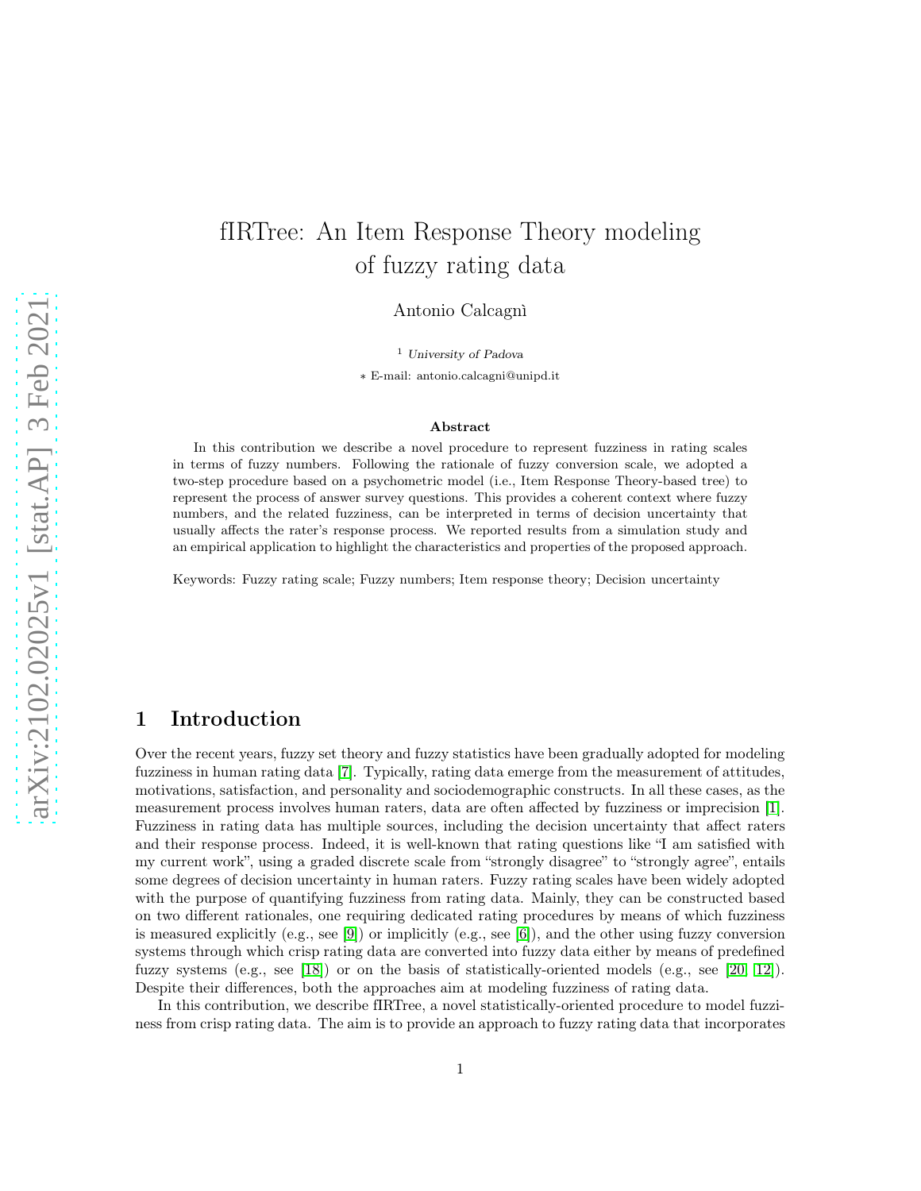# fIRTree: An Item Response Theory modeling of fuzzy rating data

Antonio Calcagnì

[1] *University of Padova*

* E-mail: antonio.calcagni@unipd.it

## Abstract

In this contribution we describe a novel procedure to represent fuzziness in rating scales in terms of fuzzy numbers. Following the rationale of fuzzy conversion scale, we adopted a two-step procedure based on a psychometric model (i.e., Item Response Theory-based tree) to represent the process of answer survey questions. This provides a coherent context where fuzzy numbers, and the related fuzziness, can be interpreted in terms of decision uncertainty that usually affects the rater's response process. We reported results from a simulation study and an empirical application to highlight the characteristics and properties of the proposed approach.

Keywords: Fuzzy rating scale; Fuzzy numbers; Item response theory; Decision uncertainty

## 1 Introduction

Over the recent years, fuzzy set theory and fuzzy statistics have been gradually adopted for modeling fuzziness in human rating data [7]. Typically, rating data emerge from the measurement of attitudes, motivations, satisfaction, and personality and sociodemographic constructs. In all these cases, as the measurement process involves human raters, data are often affected by fuzziness or imprecision [1]. Fuzziness in rating data has multiple sources, including the decision uncertainty that affect raters and their response process. Indeed, it is well-known that rating questions like "I am satisfied with my current work", using a graded discrete scale from "strongly disagree" to "strongly agree", entails some degrees of decision uncertainty in human raters. Fuzzy rating scales have been widely adopted with the purpose of quantifying fuzziness from rating data. Mainly, they can be constructed based on two different rationales, one requiring dedicated rating procedures by means of which fuzziness is measured explicitly (e.g., see [9]) or implicitly (e.g., see [6]), and the other using fuzzy conversion systems through which crisp rating data are converted into fuzzy data either by means of predefined fuzzy systems (e.g., see [18]) or on the basis of statistically-oriented models (e.g., see [20, 12]). Despite their differences, both the approaches aim at modeling fuzziness of rating data.

In this contribution, we describe fIRTree, a novel statistically-oriented procedure to model fuzziness from crisp rating data. The aim is to provide an approach to fuzzy rating data that incorporates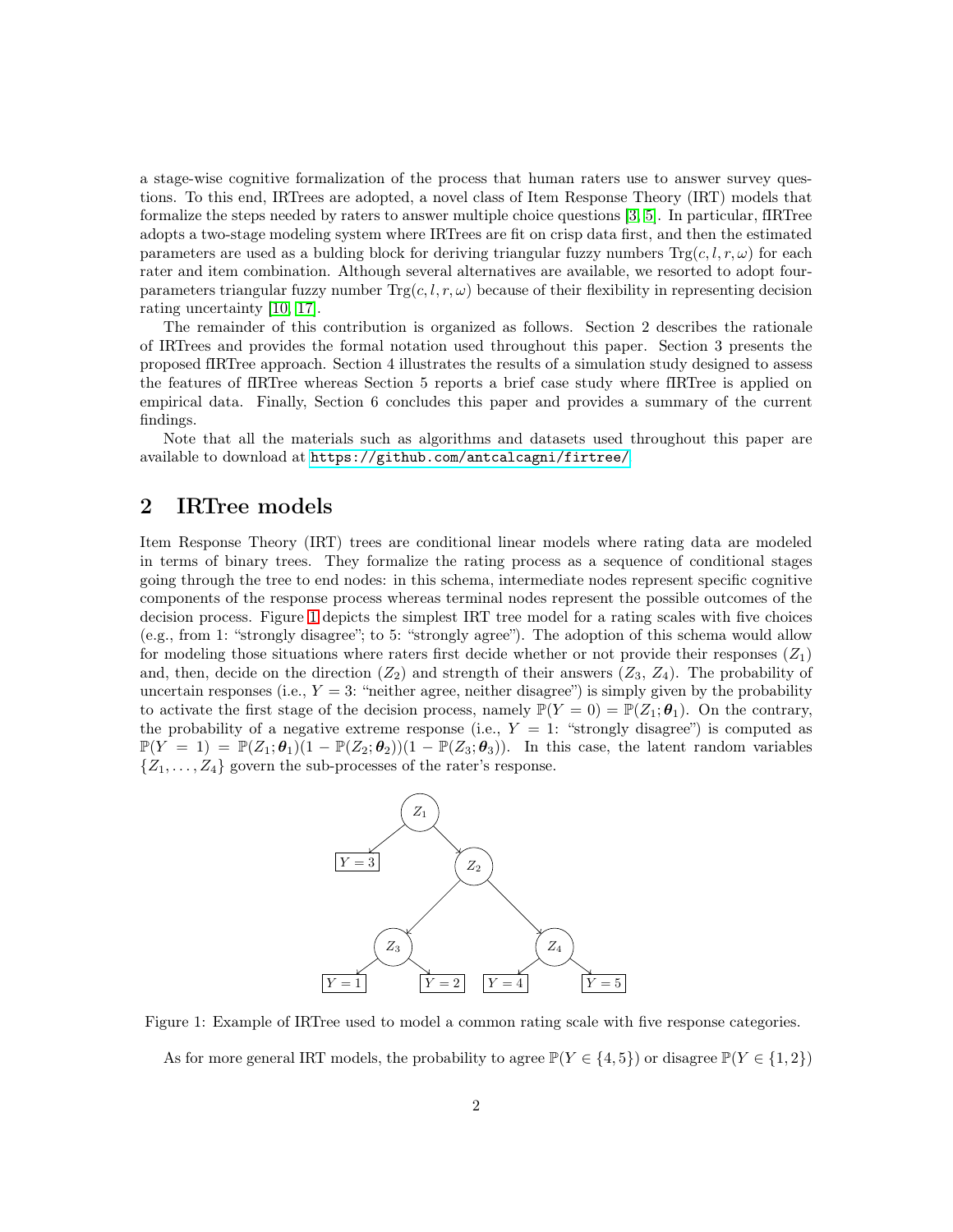a stage-wise cognitive formalization of the process that human raters use to answer survey questions. To this end, IRTrees are adopted, a novel class of Item Response Theory (IRT) models that formalize the steps needed by raters to answer multiple choice questions [3, 5]. In particular, fIRTree adopts a two-stage modeling system where IRTrees are fit on crisp data first, and then the estimated parameters are used as a bulding block for deriving triangular fuzzy numbers $\text{Trg}(c, l, r, \omega)$ for each rater and item combination. Although several alternatives are available, we resorted to adopt four-parameters triangular fuzzy number $\text{Trg}(c, l, r, \omega)$ because of their flexibility in representing decision rating uncertainty [10, 17].

The remainder of this contribution is organized as follows. Section 2 describes the rationale of IRTrees and provides the formal notation used throughout this paper. Section 3 presents the proposed fIRTree approach. Section 4 illustrates the results of a simulation study designed to assess the features of fIRTree whereas Section 5 reports a brief case study where fIRTree is applied on empirical data. Finally, Section 6 concludes this paper and provides a summary of the current findings.

Note that all the materials such as algorithms and datasets used throughout this paper are available to download at https://github.com/antcalcagni/firtree/.

## 2 IRTree models

Item Response Theory (IRT) trees are conditional linear models where rating data are modeled in terms of binary trees. They formalize the rating process as a sequence of conditional stages going through the tree to end nodes: in this schema, intermediate nodes represent specific cognitive components of the response process whereas terminal nodes represent the possible outcomes of the decision process. Figure 1 depicts the simplest IRT tree model for a rating scales with five choices (e.g., from 1: "strongly disagree"; to 5: "strongly agree"). The adoption of this schema would allow for modeling those situations where raters first decide whether or not provide their responses ($Z_1$) and, then, decide on the direction ($Z_2$) and strength of their answers ($Z_3$, $Z_4$). The probability of uncertain responses (i.e., $Y = 3$: "neither agree, neither disagree") is simply given by the probability to activate the first stage of the decision process, namely $\mathbb{P}(Y = 0) = \mathbb{P}(Z_1; \boldsymbol{\theta}_1)$. On the contrary, the probability of a negative extreme response (i.e., $Y = 1$: "strongly disagree") is computed as $\mathbb{P}(Y = 1) = \mathbb{P}(Z_1; \boldsymbol{\theta}_1)(1 - \mathbb{P}(Z_2; \boldsymbol{\theta}_2))(1 - \mathbb{P}(Z_3; \boldsymbol{\theta}_3))$. In this case, the latent random variables $\{Z_1, \ldots, Z_4\}$ govern the sub-processes of the rater's response.

Figure 1: Example of IRTree used to model a common rating scale with five response categories.

As for more general IRT models, the probability to agree $\mathbb{P}(Y \in \{4, 5\})$ or disagree $\mathbb{P}(Y \in \{1, 2\})$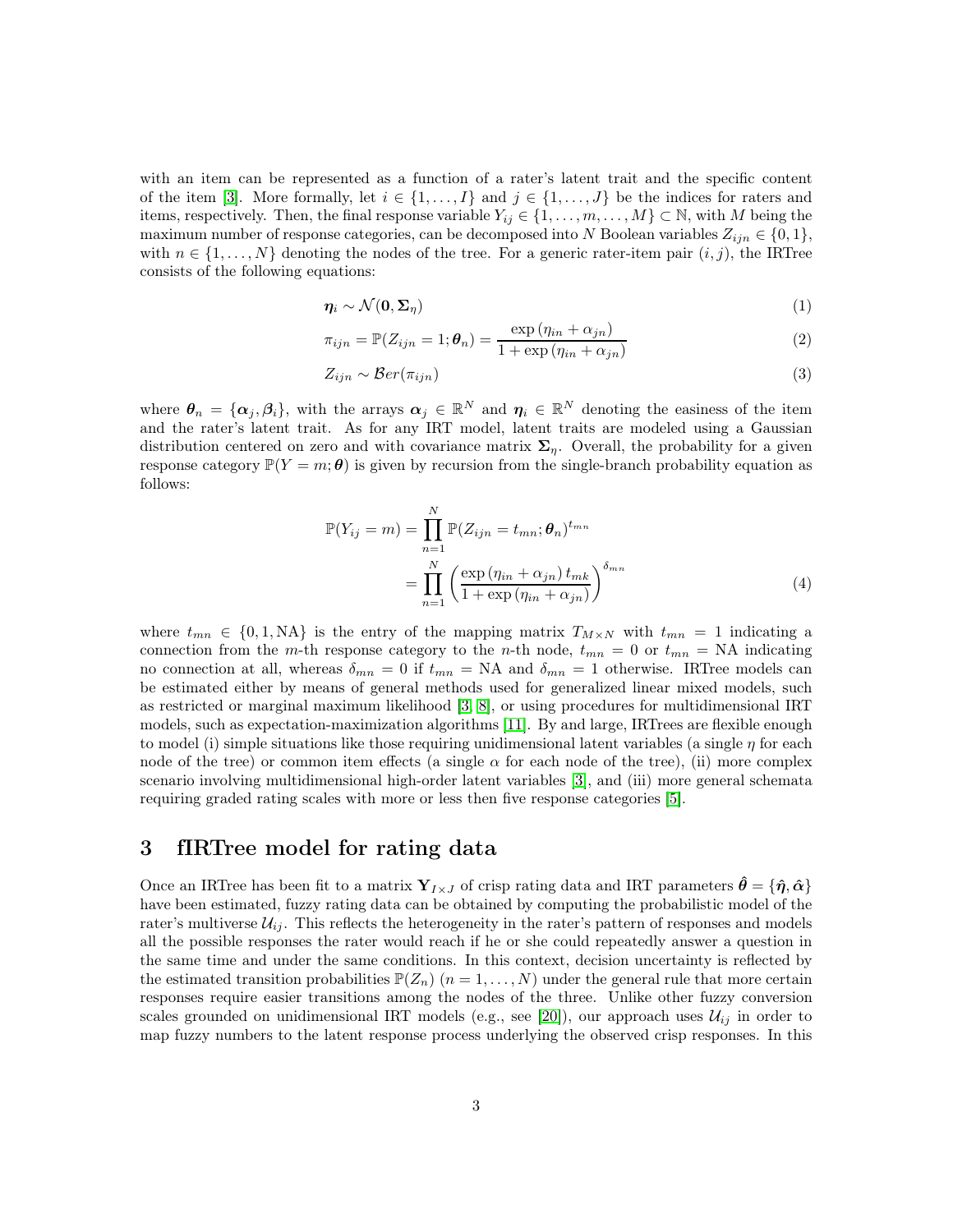with an item can be represented as a function of a rater's latent trait and the specific content of the item [3]. More formally, let $i \in \{1, \ldots, I\}$ and $j \in \{1, \ldots, J\}$ be the indices for raters and items, respectively. Then, the final response variable $Y_{ij} \in \{1, \ldots, m, \ldots, M\} \subset \mathbb{N}$, with $M$ being the maximum number of response categories, can be decomposed into $N$ Boolean variables $Z_{ijn} \in \{0, 1\}$, with $n \in \{1, \ldots, N\}$ denoting the nodes of the tree. For a generic rater-item pair $(i, j)$, the IRTree consists of the following equations:

$$\boldsymbol{\eta}_i \sim \mathcal{N}(\mathbf{0}, \boldsymbol{\Sigma}_\eta) \tag{1}$$

$$\pi_{ijn} = \mathbb{P}(Z_{ijn} = 1; \boldsymbol{\theta}_n) = \frac{\exp(\eta_{in} + \alpha_{jn})}{1 + \exp(\eta_{in} + \alpha_{jn})} \tag{2}$$

$$Z_{ijn} \sim \mathcal{B}er(\pi_{ijn}) \tag{3}$$

where $\boldsymbol{\theta}_n = \{\boldsymbol{\alpha}_j, \boldsymbol{\beta}_i\}$, with the arrays $\boldsymbol{\alpha}_j \in \mathbb{R}^N$ and $\boldsymbol{\eta}_i \in \mathbb{R}^N$ denoting the easiness of the item and the rater's latent trait. As for any IRT model, latent traits are modeled using a Gaussian distribution centered on zero and with covariance matrix $\boldsymbol{\Sigma}_\eta$. Overall, the probability for a given response category $\mathbb{P}(Y = m; \boldsymbol{\theta})$ is given by recursion from the single-branch probability equation as follows:

$$\begin{aligned}
\mathbb{P}(Y_{ij} = m) &= \prod_{n=1}^{N} \mathbb{P}(Z_{ijn} = t_{mn}; \boldsymbol{\theta}_n)^{t_{mn}} \\
&= \prod_{n=1}^{N} \left( \frac{\exp(\eta_{in} + \alpha_{jn})\, t_{mk}}{1 + \exp(\eta_{in} + \alpha_{jn})} \right)^{\delta_{mn}}
\end{aligned} \tag{4}$$

where $t_{mn} \in \{0, 1, \mathrm{NA}\}$ is the entry of the mapping matrix $T_{M \times N}$ with $t_{mn} = 1$ indicating a connection from the $m$-th response category to the $n$-th node, $t_{mn} = 0$ or $t_{mn} = \mathrm{NA}$ indicating no connection at all, whereas $\delta_{mn} = 0$ if $t_{mn} = \mathrm{NA}$ and $\delta_{mn} = 1$ otherwise. IRTree models can be estimated either by means of general methods used for generalized linear mixed models, such as restricted or marginal maximum likelihood [3, 8], or using procedures for multidimensional IRT models, such as expectation-maximization algorithms [11]. By and large, IRTrees are flexible enough to model (i) simple situations like those requiring unidimensional latent variables (a single $\eta$ for each node of the tree) or common item effects (a single $\alpha$ for each node of the tree), (ii) more complex scenario involving multidimensional high-order latent variables [3], and (iii) more general schemata requiring graded rating scales with more or less then five response categories [5].

## 3 fIRTree model for rating data

Once an IRTree has been fit to a matrix $\mathbf{Y}_{I \times J}$ of crisp rating data and IRT parameters $\hat{\boldsymbol{\theta}} = \{\hat{\boldsymbol{\eta}}, \hat{\boldsymbol{\alpha}}\}$ have been estimated, fuzzy rating data can be obtained by computing the probabilistic model of the rater's multiverse $\mathcal{U}_{ij}$. This reflects the heterogeneity in the rater's pattern of responses and models all the possible responses the rater would reach if he or she could repeatedly answer a question in the same time and under the same conditions. In this context, decision uncertainty is reflected by the estimated transition probabilities $\mathbb{P}(Z_n)$ $(n = 1, \ldots, N)$ under the general rule that more certain responses require easier transitions among the nodes of the three. Unlike other fuzzy conversion scales grounded on unidimensional IRT models (e.g., see [20]), our approach uses $\mathcal{U}_{ij}$ in order to map fuzzy numbers to the latent response process underlying the observed crisp responses. In this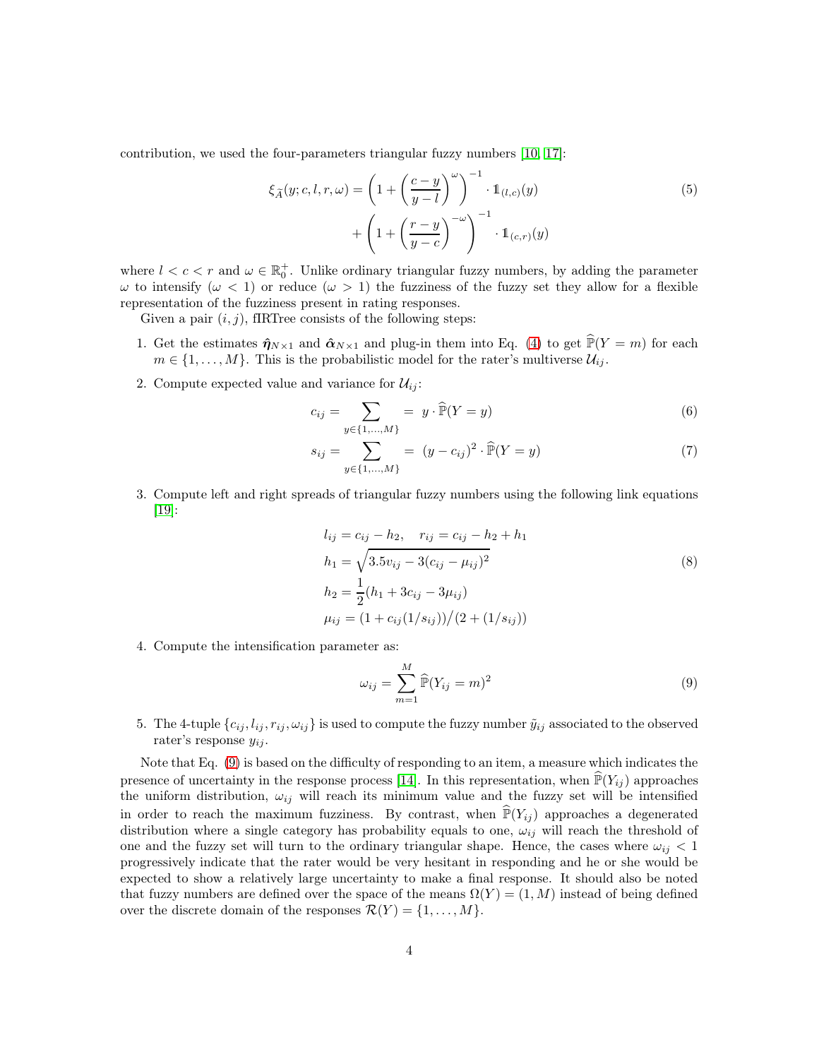contribution, we used the four-parameters triangular fuzzy numbers [10, 17]:

$$
\begin{aligned}
\xi_{\widetilde{A}}(y; c, l, r, \omega) = & \left(1 + \left(\frac{c - y}{y - l}\right)^{\omega}\right)^{-1} \cdot \mathbb{1}_{(l,c)}(y) \\
& + \left(1 + \left(\frac{r - y}{y - c}\right)^{-\omega}\right)^{-1} \cdot \mathbb{1}_{(c,r)}(y)
\end{aligned}
\tag{5}
$$

where $l < c < r$ and $\omega \in \mathbb{R}_0^+$. Unlike ordinary triangular fuzzy numbers, by adding the parameter $\omega$ to intensify ($\omega < 1$) or reduce ($\omega > 1$) the fuzziness of the fuzzy set they allow for a flexible representation of the fuzziness present in rating responses.

Given a pair $(i, j)$, fIRTree consists of the following steps:

1. Get the estimates $\hat{\boldsymbol{\eta}}_{N\times 1}$ and $\hat{\boldsymbol{\alpha}}_{N\times 1}$ and plug-in them into Eq. (4) to get $\widehat{\mathbb{P}}(Y = m)$ for each $m \in \{1, \ldots, M\}$. This is the probabilistic model for the rater's multiverse $\mathcal{U}_{ij}$.
2. Compute expected value and variance for $\mathcal{U}_{ij}$:

$$
c_{ij} = \sum_{y \in \{1,\ldots,M\}} = \; y \cdot \widehat{\mathbb{P}}(Y = y) \tag{6}
$$

$$
s_{ij} = \sum_{y \in \{1,\ldots,M\}} = \; (y - c_{ij})^2 \cdot \widehat{\mathbb{P}}(Y = y) \tag{7}
$$

3. Compute left and right spreads of triangular fuzzy numbers using the following link equations [19]:

$$
\begin{aligned}
& l_{ij} = c_{ij} - h_2, \quad r_{ij} = c_{ij} - h_2 + h_1 \\
& h_1 = \sqrt{3.5 v_{ij} - 3(c_{ij} - \mu_{ij})^2} \\
& h_2 = \frac{1}{2}(h_1 + 3c_{ij} - 3\mu_{ij}) \\
& \mu_{ij} = (1 + c_{ij}(1/s_{ij}))\big/(2 + (1/s_{ij}))
\end{aligned}
\tag{8}
$$

4. Compute the intensification parameter as:

$$
\omega_{ij} = \sum_{m=1}^{M} \widehat{\mathbb{P}}(Y_{ij} = m)^2 \tag{9}
$$

5. The 4-tuple $\{c_{ij}, l_{ij}, r_{ij}, \omega_{ij}\}$ is used to compute the fuzzy number $\tilde{y}_{ij}$ associated to the observed rater's response $y_{ij}$.

Note that Eq. (9) is based on the difficulty of responding to an item, a measure which indicates the presence of uncertainty in the response process [14]. In this representation, when $\widehat{\mathbb{P}}(Y_{ij})$ approaches the uniform distribution, $\omega_{ij}$ will reach its minimum value and the fuzzy set will be intensified in order to reach the maximum fuzziness. By contrast, when $\widehat{\mathbb{P}}(Y_{ij})$ approaches a degenerated distribution where a single category has probability equals to one, $\omega_{ij}$ will reach the threshold of one and the fuzzy set will turn to the ordinary triangular shape. Hence, the cases where $\omega_{ij} < 1$ progressively indicate that the rater would be very hesitant in responding and he or she would be expected to show a relatively large uncertainty to make a final response. It should also be noted that fuzzy numbers are defined over the space of the means $\Omega(Y) = (1, M)$ instead of being defined over the discrete domain of the responses $\mathcal{R}(Y) = \{1, \ldots, M\}$.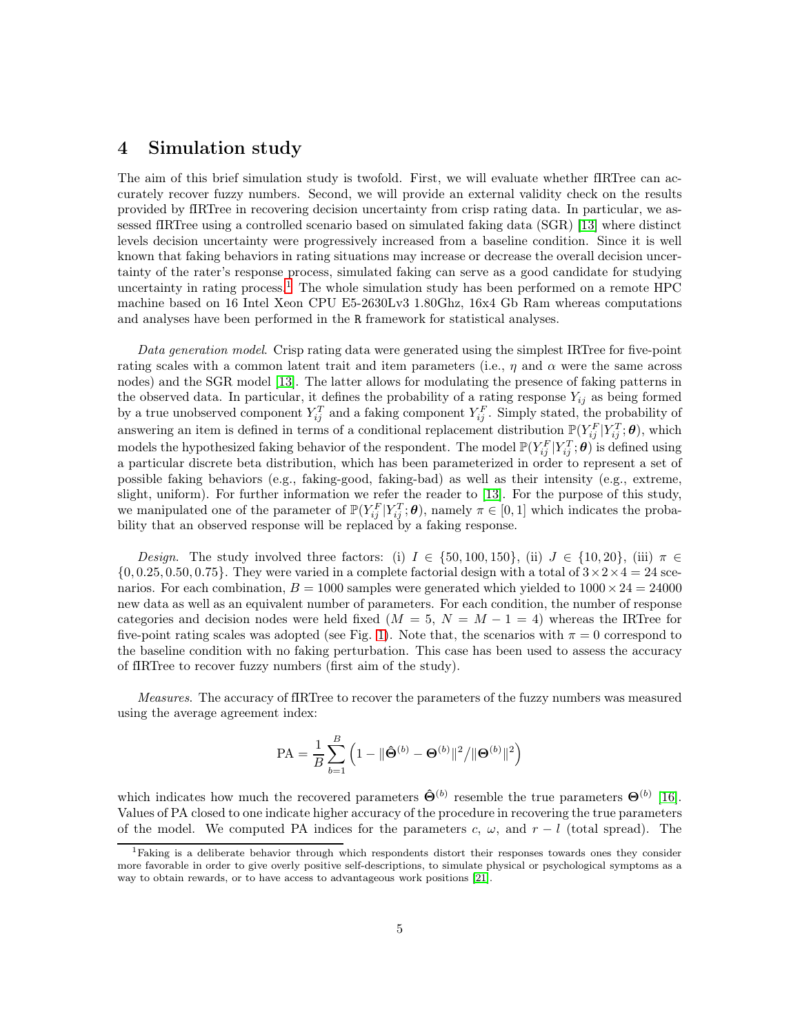## 4 Simulation study

The aim of this brief simulation study is twofold. First, we will evaluate whether fIRTree can accurately recover fuzzy numbers. Second, we will provide an external validity check on the results provided by fIRTree in recovering decision uncertainty from crisp rating data. In particular, we assessed fIRTree using a controlled scenario based on simulated faking data (SGR) [13] where distinct levels decision uncertainty were progressively increased from a baseline condition. Since it is well known that faking behaviors in rating situations may increase or decrease the overall decision uncertainty of the rater's response process, simulated faking can serve as a good candidate for studying uncertainty in rating process.[1] The whole simulation study has been performed on a remote HPC machine based on 16 Intel Xeon CPU E5-2630Lv3 1.80Ghz, 16x4 Gb Ram whereas computations and analyses have been performed in the `R` framework for statistical analyses.

*Data generation model.* Crisp rating data were generated using the simplest IRTree for five-point rating scales with a common latent trait and item parameters (i.e., $\eta$ and $\alpha$ were the same across nodes) and the SGR model [13]. The latter allows for modulating the presence of faking patterns in the observed data. In particular, it defines the probability of a rating response $Y_{ij}$ as being formed by a true unobserved component $Y_{ij}^T$ and a faking component $Y_{ij}^F$. Simply stated, the probability of answering an item is defined in terms of a conditional replacement distribution $\mathbb{P}(Y_{ij}^F|Y_{ij}^T;\boldsymbol{\theta})$, which models the hypothesized faking behavior of the respondent. The model $\mathbb{P}(Y_{ij}^F|Y_{ij}^T;\boldsymbol{\theta})$ is defined using a particular discrete beta distribution, which has been parameterized in order to represent a set of possible faking behaviors (e.g., faking-good, faking-bad) as well as their intensity (e.g., extreme, slight, uniform). For further information we refer the reader to [13]. For the purpose of this study, we manipulated one of the parameter of $\mathbb{P}(Y_{ij}^F|Y_{ij}^T;\boldsymbol{\theta})$, namely $\pi \in [0,1]$ which indicates the probability that an observed response will be replaced by a faking response.

*Design.* The study involved three factors: (i) $I \in \{50, 100, 150\}$, (ii) $J \in \{10, 20\}$, (iii) $\pi \in \{0, 0.25, 0.50, 0.75\}$. They were varied in a complete factorial design with a total of $3 \times 2 \times 4 = 24$ scenarios. For each combination, $B = 1000$ samples were generated which yielded to $1000 \times 24 = 24000$ new data as well as an equivalent number of parameters. For each condition, the number of response categories and decision nodes were held fixed ($M = 5$, $N = M - 1 = 4$) whereas the IRTree for five-point rating scales was adopted (see Fig. 1). Note that, the scenarios with $\pi = 0$ correspond to the baseline condition with no faking perturbation. This case has been used to assess the accuracy of fIRTree to recover fuzzy numbers (first aim of the study).

*Measures.* The accuracy of fIRTree to recover the parameters of the fuzzy numbers was measured using the average agreement index:

$$\text{PA} = \frac{1}{B}\sum_{b=1}^{B}\left(1 - \|\hat{\boldsymbol{\Theta}}^{(b)} - \boldsymbol{\Theta}^{(b)}\|^2 / \|\boldsymbol{\Theta}^{(b)}\|^2\right)$$

which indicates how much the recovered parameters $\hat{\boldsymbol{\Theta}}^{(b)}$ resemble the true parameters $\boldsymbol{\Theta}^{(b)}$ [16]. Values of PA closed to one indicate higher accuracy of the procedure in recovering the true parameters of the model. We computed PA indices for the parameters $c$, $\omega$, and $r - l$ (total spread). The

[1] Faking is a deliberate behavior through which respondents distort their responses towards ones they consider more favorable in order to give overly positive self-descriptions, to simulate physical or psychological symptoms as a way to obtain rewards, or to have access to advantageous work positions [21].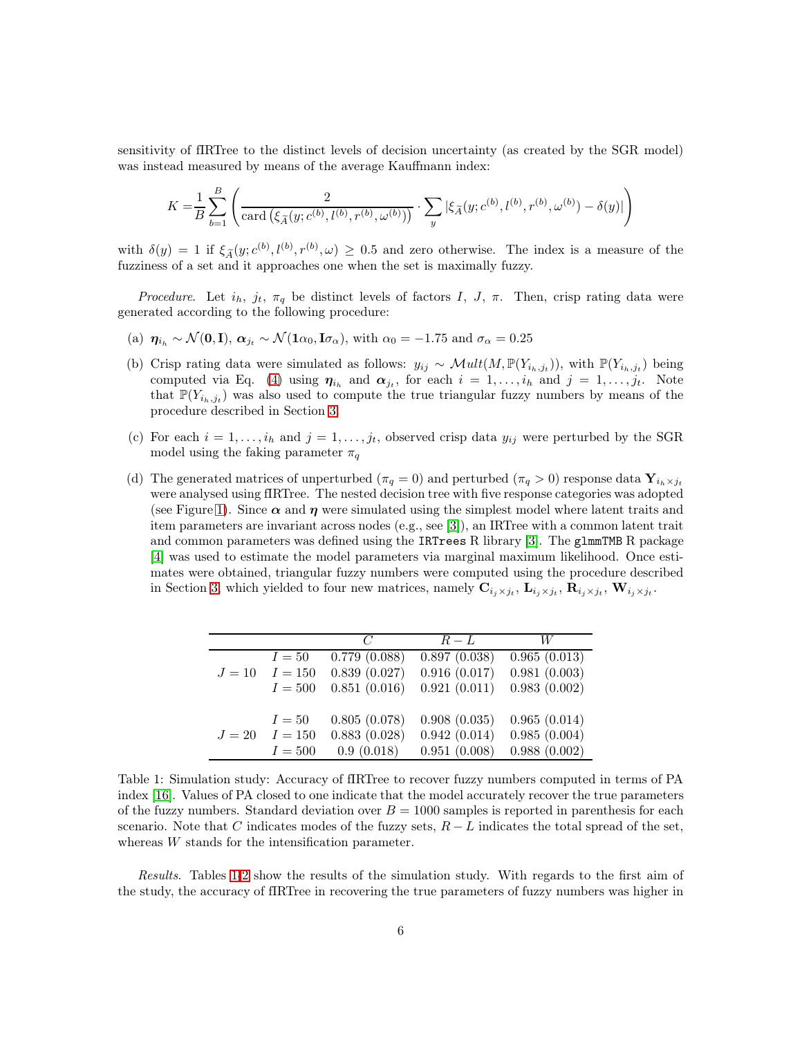sensitivity of fIRTree to the distinct levels of decision uncertainty (as created by the SGR model) was instead measured by means of the average Kauffmann index:

$$K = \frac{1}{B}\sum_{b=1}^{B}\left(\frac{2}{\text{card}\left(\xi_{\widetilde{A}}(y;c^{(b)},l^{(b)},r^{(b)},\omega^{(b)})\right)} \cdot \sum_{y} \left|\xi_{\widetilde{A}}(y;c^{(b)},l^{(b)},r^{(b)},\omega^{(b)}) - \delta(y)\right|\right)$$

with $\delta(y) = 1$ if $\xi_{\widetilde{A}}(y;c^{(b)},l^{(b)},r^{(b)},\omega) \geq 0.5$ and zero otherwise. The index is a measure of the fuzziness of a set and it approaches one when the set is maximally fuzzy.

*Procedure.* Let $i_h$, $j_t$, $\pi_q$ be distinct levels of factors $I$, $J$, $\pi$. Then, crisp rating data were generated according to the following procedure:

(a) $\boldsymbol{\eta}_{i_h} \sim \mathcal{N}(\mathbf{0}, \mathbf{I})$, $\boldsymbol{\alpha}_{j_t} \sim \mathcal{N}(\mathbf{1}\alpha_0, \mathbf{I}\sigma_\alpha)$, with $\alpha_0 = -1.75$ and $\sigma_\alpha = 0.25$

(b) Crisp rating data were simulated as follows: $y_{ij} \sim \mathcal{M}ult(M, \mathbb{P}(Y_{i_h,j_t}))$, with $\mathbb{P}(Y_{i_h,j_t})$ being computed via Eq. (4) using $\boldsymbol{\eta}_{i_h}$ and $\boldsymbol{\alpha}_{j_t}$, for each $i = 1,\ldots,i_h$ and $j = 1,\ldots,j_t$. Note that $\mathbb{P}(Y_{i_h,j_t})$ was also used to compute the true triangular fuzzy numbers by means of the procedure described in Section 3.

(c) For each $i = 1,\ldots,i_h$ and $j = 1,\ldots,j_t$, observed crisp data $y_{ij}$ were perturbed by the SGR model using the faking parameter $\pi_q$

(d) The generated matrices of unperturbed ($\pi_q = 0$) and perturbed ($\pi_q > 0$) response data $\mathbf{Y}_{i_h \times j_t}$ were analysed using fIRTree. The nested decision tree with five response categories was adopted (see Figure 1). Since $\boldsymbol{\alpha}$ and $\boldsymbol{\eta}$ were simulated using the simplest model where latent traits and item parameters are invariant across nodes (e.g., see [3]), an IRTree with a common latent trait and common parameters was defined using the `IRTrees` R library [3]. The `glmmTMB` R package [4] was used to estimate the model parameters via marginal maximum likelihood. Once estimates were obtained, triangular fuzzy numbers were computed using the procedure described in Section 3, which yielded to four new matrices, namely $\mathbf{C}_{i_j \times j_t}$, $\mathbf{L}_{i_j \times j_t}$, $\mathbf{R}_{i_j \times j_t}$, $\mathbf{W}_{i_j \times j_t}$.

| | | $C$ | $R-L$ | $W$ |
|---|---|---|---|---|
| $J=10$ | $I=50$ | 0.779 (0.088) | 0.897 (0.038) | 0.965 (0.013) |
| | $I=150$ | 0.839 (0.027) | 0.916 (0.017) | 0.981 (0.003) |
| | $I=500$ | 0.851 (0.016) | 0.921 (0.011) | 0.983 (0.002) |
| $J=20$ | $I=50$ | 0.805 (0.078) | 0.908 (0.035) | 0.965 (0.014) |
| | $I=150$ | 0.883 (0.028) | 0.942 (0.014) | 0.985 (0.004) |
| | $I=500$ | 0.9 (0.018) | 0.951 (0.008) | 0.988 (0.002) |

Table 1: Simulation study: Accuracy of fIRTree to recover fuzzy numbers computed in terms of PA index [16]. Values of PA closed to one indicate that the model accurately recover the true parameters of the fuzzy numbers. Standard deviation over $B = 1000$ samples is reported in parenthesis for each scenario. Note that $C$ indicates modes of the fuzzy sets, $R-L$ indicates the total spread of the set, whereas $W$ stands for the intensification parameter.

*Results.* Tables 1-2 show the results of the simulation study. With regards to the first aim of the study, the accuracy of fIRTree in recovering the true parameters of fuzzy numbers was higher in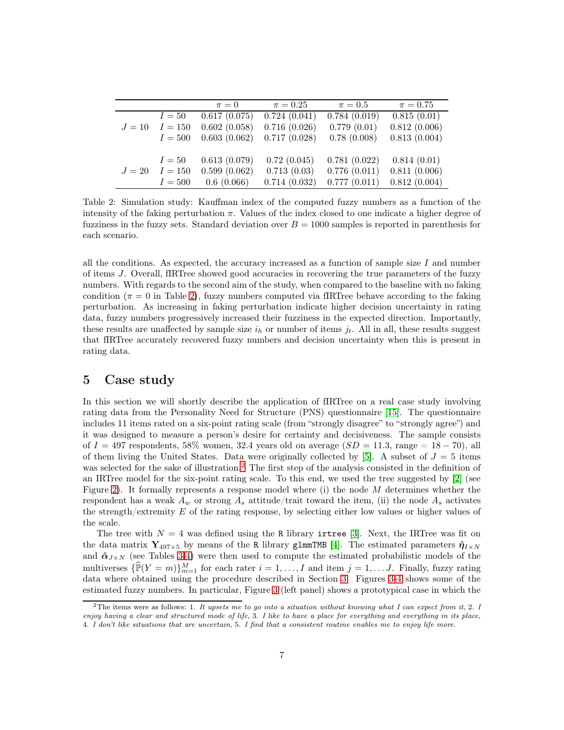| | | $\pi = 0$ | $\pi = 0.25$ | $\pi = 0.5$ | $\pi = 0.75$ |
|---|---|---|---|---|---|
| $J = 10$ | $I = 50$ | 0.617 (0.075) | 0.724 (0.041) | 0.784 (0.019) | 0.815 (0.01) |
| | $I = 150$ | 0.602 (0.058) | 0.716 (0.026) | 0.779 (0.01) | 0.812 (0.006) |
| | $I = 500$ | 0.603 (0.062) | 0.717 (0.028) | 0.78 (0.008) | 0.813 (0.004) |
| $J = 20$ | $I = 50$ | 0.613 (0.079) | 0.72 (0.045) | 0.781 (0.022) | 0.814 (0.01) |
| | $I = 150$ | 0.599 (0.062) | 0.713 (0.03) | 0.776 (0.011) | 0.811 (0.006) |
| | $I = 500$ | 0.6 (0.066) | 0.714 (0.032) | 0.777 (0.011) | 0.812 (0.004) |

Table 2: Simulation study: Kauffman index of the computed fuzzy numbers as a function of the intensity of the faking perturbation $\pi$. Values of the index closed to one indicate a higher degree of fuzziness in the fuzzy sets. Standard deviation over $B = 1000$ samples is reported in parenthesis for each scenario.

all the conditions. As expected, the accuracy increased as a function of sample size $I$ and number of items $J$. Overall, fIRTree showed good accuracies in recovering the true parameters of the fuzzy numbers. With regards to the second aim of the study, when compared to the baseline with no faking condition ($\pi = 0$ in Table 2), fuzzy numbers computed via fIRTree behave according to the faking perturbation. As increasing in faking perturbation indicate higher decision uncertainty in rating data, fuzzy numbers progressively increased their fuzziness in the expected direction. Importantly, these results are unaffected by sample size $i_h$ or number of items $j_t$. All in all, these results suggest that fIRTree accurately recovered fuzzy numbers and decision uncertainty when this is present in rating data.

# 5 Case study

In this section we will shortly describe the application of fIRTree on a real case study involving rating data from the Personality Need for Structure (PNS) questionnaire [15]. The questionnaire includes 11 items rated on a six-point rating scale (from "strongly disagree" to "strongly agree") and it was designed to measure a person's desire for certainty and decisiveness. The sample consists of $I = 497$ respondents, 58% women, 32.4 years old on average ($SD = 11.3$, range $= 18 - 70$), all of them living the United States. Data were originally collected by [5]. A subset of $J = 5$ items was selected for the sake of illustration.[2] The first step of the analysis consisted in the definition of an IRTree model for the six-point rating scale. To this end, we used the tree suggested by [2] (see Figure 2). It formally represents a response model where (i) the node $M$ determines whether the respondent has a weak $A_w$ or strong $A_s$ attitude/trait toward the item, (ii) the node $A_s$ activates the strength/extremity $E$ of the rating response, by selecting either low values or higher values of the scale.

The tree with $N = 4$ was defined using the R library `irtree` [3]. Next, the IRTree was fit on the data matrix $\mathbf{Y}_{497\times 5}$ by means of the R library `glmmTMB` [4]. The estimated parameters $\hat{\boldsymbol{\eta}}_{I\times N}$ and $\hat{\boldsymbol{\alpha}}_{J\times N}$ (see Tables 3-4) were then used to compute the estimated probabilistic models of the multiverses $\{\widehat{\mathbb{P}}(Y = m)\}_{m=1}^{M}$ for each rater $i = 1, \ldots, I$ and item $j = 1, \ldots J$. Finally, fuzzy rating data where obtained using the procedure described in Section 3. Figures 3-4 shows some of the estimated fuzzy numbers. In particular, Figure 3 (left panel) shows a prototypical case in which the

[2] The items were as follows: 1. *It upsets me to go into a situation without knowing what I can expect from it*, 2. *I enjoy having a clear and structured mode of life*, 3. *I like to have a place for everything and everything in its place*, 4. *I don't like situations that are uncertain*, 5. *I find that a consistent routine enables me to enjoy life more.*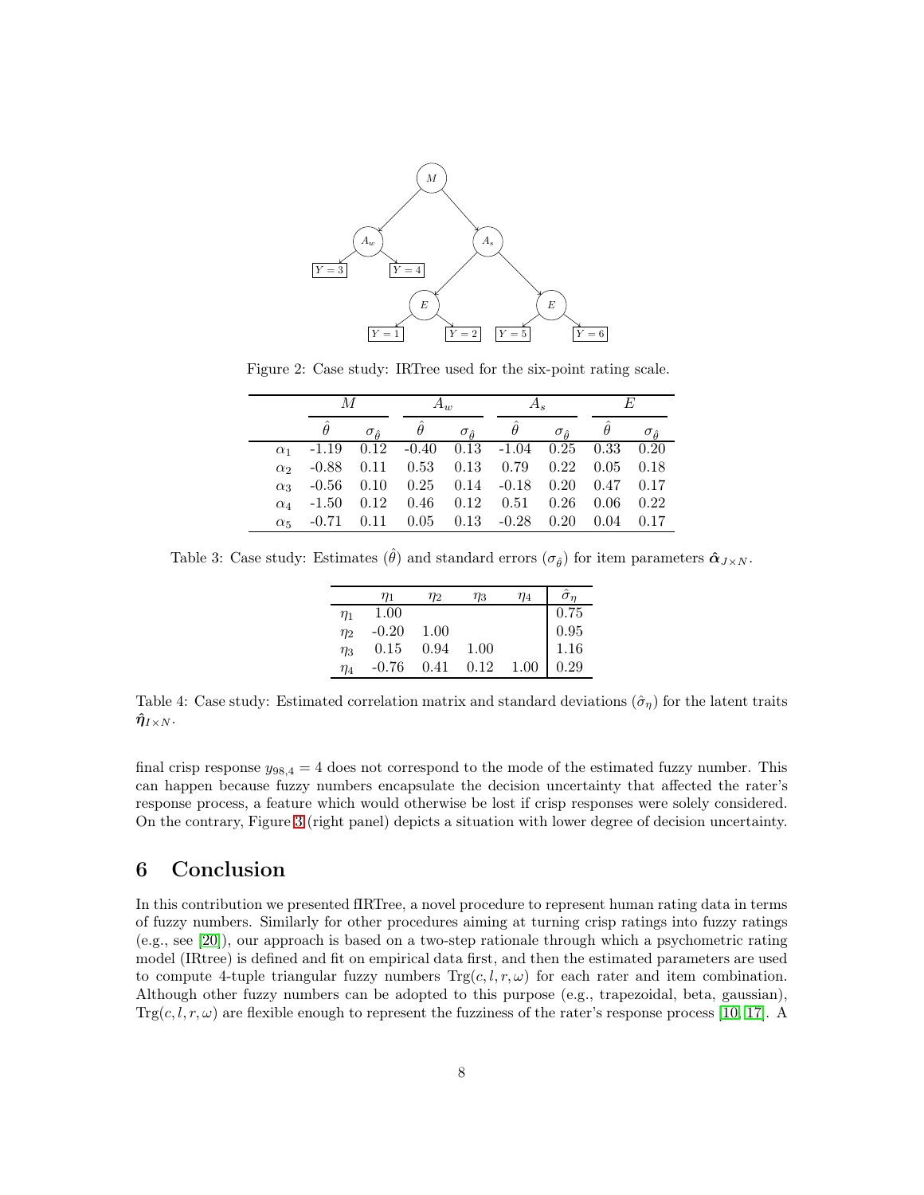Figure 2: Case study: IRTree used for the six-point rating scale.

| | $M$ | | $A_w$ | | $A_s$ | | $E$ | |
|---|---|---|---|---|---|---|---|---|
| | $\hat{\theta}$ | $\sigma_{\hat{\theta}}$ | $\hat{\theta}$ | $\sigma_{\hat{\theta}}$ | $\hat{\theta}$ | $\sigma_{\hat{\theta}}$ | $\hat{\theta}$ | $\sigma_{\hat{\theta}}$ |
| $\alpha_1$ | -1.19 | 0.12 | -0.40 | 0.13 | -1.04 | 0.25 | 0.33 | 0.20 |
| $\alpha_2$ | -0.88 | 0.11 | 0.53 | 0.13 | 0.79 | 0.22 | 0.05 | 0.18 |
| $\alpha_3$ | -0.56 | 0.10 | 0.25 | 0.14 | -0.18 | 0.20 | 0.47 | 0.17 |
| $\alpha_4$ | -1.50 | 0.12 | 0.46 | 0.12 | 0.51 | 0.26 | 0.06 | 0.22 |
| $\alpha_5$ | -0.71 | 0.11 | 0.05 | 0.13 | -0.28 | 0.20 | 0.04 | 0.17 |

Table 3: Case study: Estimates ($\hat{\theta}$) and standard errors ($\sigma_{\hat{\theta}}$) for item parameters $\hat{\boldsymbol{\alpha}}_{J\times N}$.

| | $\eta_1$ | $\eta_2$ | $\eta_3$ | $\eta_4$ | $\hat{\sigma}_\eta$ |
|---|---|---|---|---|---|
| $\eta_1$ | 1.00 | | | | 0.75 |
| $\eta_2$ | -0.20 | 1.00 | | | 0.95 |
| $\eta_3$ | 0.15 | 0.94 | 1.00 | | 1.16 |
| $\eta_4$ | -0.76 | 0.41 | 0.12 | 1.00 | 0.29 |

Table 4: Case study: Estimated correlation matrix and standard deviations ($\hat{\sigma}_\eta$) for the latent traits $\hat{\boldsymbol{\eta}}_{I\times N}$.

final crisp response $y_{98,4} = 4$ does not correspond to the mode of the estimated fuzzy number. This can happen because fuzzy numbers encapsulate the decision uncertainty that affected the rater's response process, a feature which would otherwise be lost if crisp responses were solely considered. On the contrary, Figure 3 (right panel) depicts a situation with lower degree of decision uncertainty.

## 6 Conclusion

In this contribution we presented fIRTree, a novel procedure to represent human rating data in terms of fuzzy numbers. Similarly for other procedures aiming at turning crisp ratings into fuzzy ratings (e.g., see [20]), our approach is based on a two-step rationale through which a psychometric rating model (IRtree) is defined and fit on empirical data first, and then the estimated parameters are used to compute 4-tuple triangular fuzzy numbers $\text{Trg}(c, l, r, \omega)$ for each rater and item combination. Although other fuzzy numbers can be adopted to this purpose (e.g., trapezoidal, beta, gaussian), $\text{Trg}(c, l, r, \omega)$ are flexible enough to represent the fuzziness of the rater's response process [10, 17]. A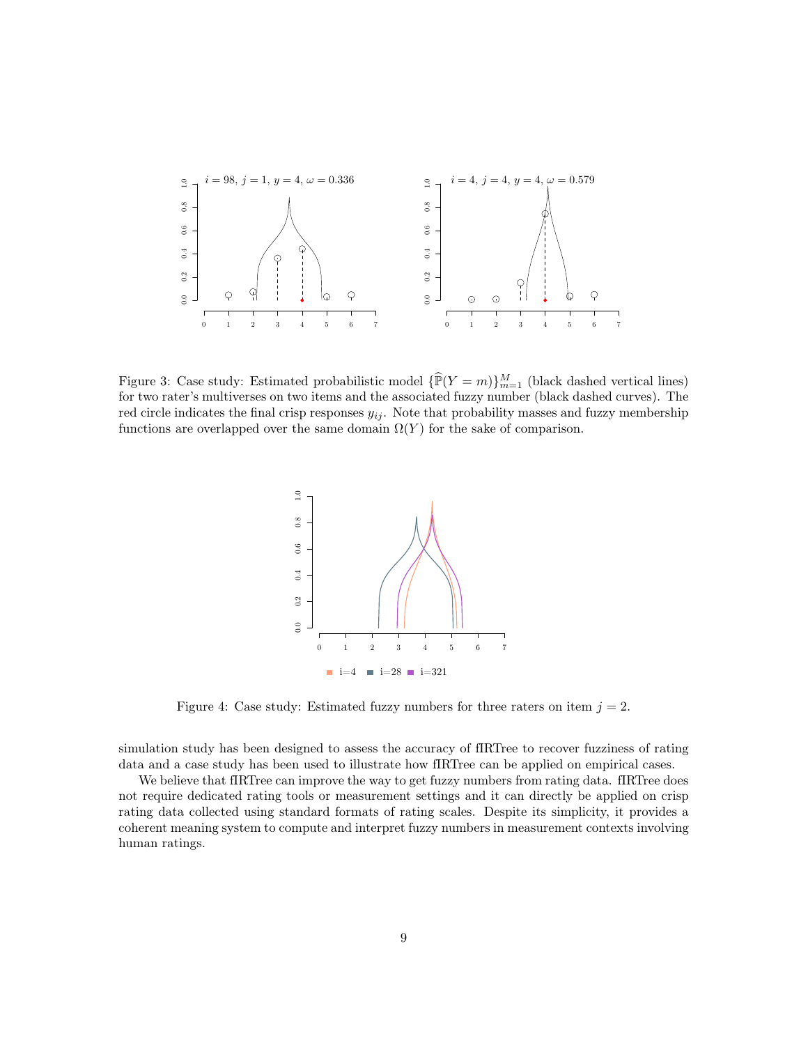Figure 3: Case study: Estimated probabilistic model $\{\widehat{\mathbb{P}}(Y = m)\}_{m=1}^{M}$ (black dashed vertical lines) for two rater's multiverses on two items and the associated fuzzy number (black dashed curves). The red circle indicates the final crisp responses $y_{ij}$. Note that probability masses and fuzzy membership functions are overlapped over the same domain $\Omega(Y)$ for the sake of comparison.

Figure 4: Case study: Estimated fuzzy numbers for three raters on item $j = 2$.

simulation study has been designed to assess the accuracy of fIRTree to recover fuzziness of rating data and a case study has been used to illustrate how fIRTree can be applied on empirical cases.

We believe that fIRTree can improve the way to get fuzzy numbers from rating data. fIRTree does not require dedicated rating tools or measurement settings and it can directly be applied on crisp rating data collected using standard formats of rating scales. Despite its simplicity, it provides a coherent meaning system to compute and interpret fuzzy numbers in measurement contexts involving human ratings.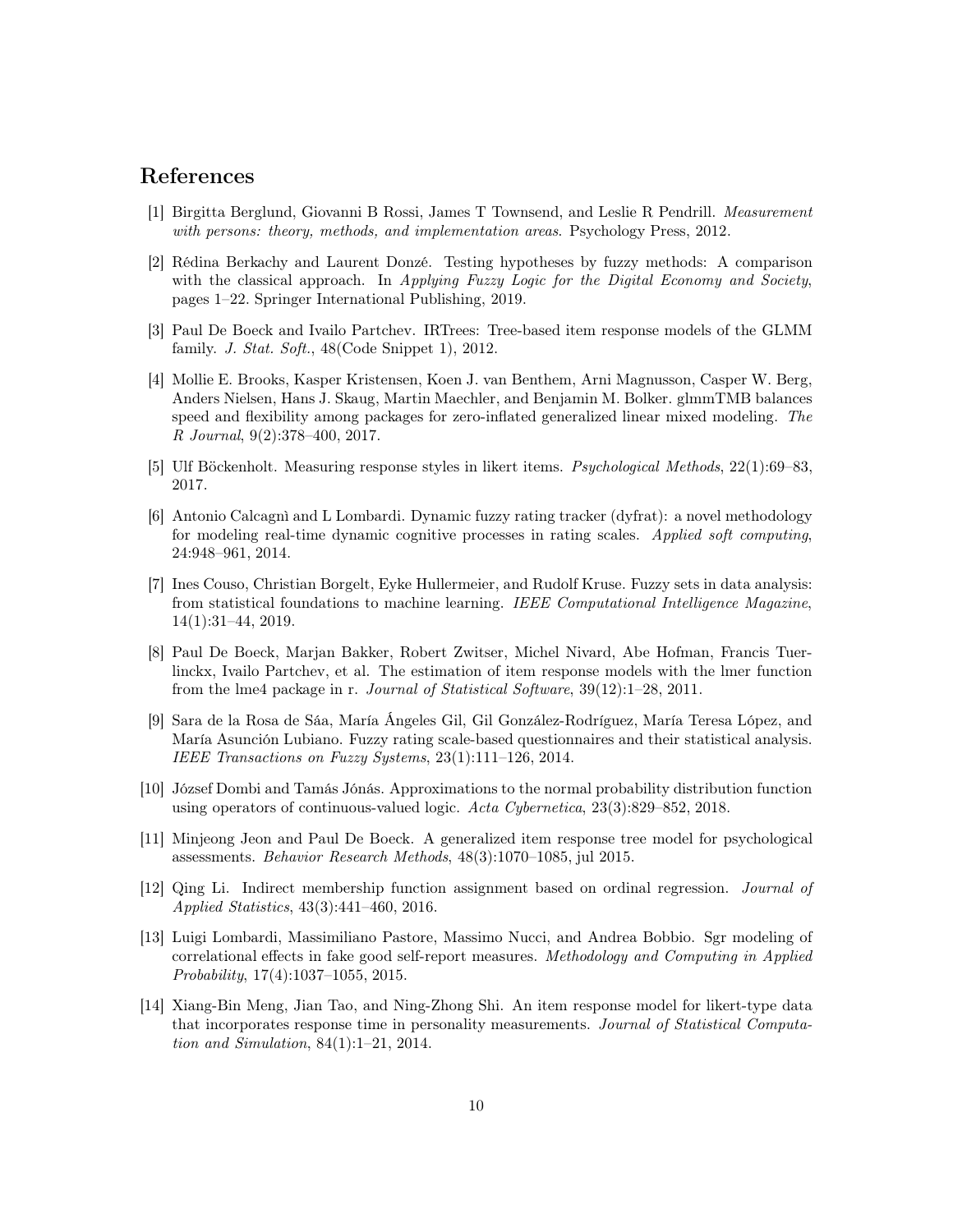## References

[1] Birgitta Berglund, Giovanni B Rossi, James T Townsend, and Leslie R Pendrill. *Measurement with persons: theory, methods, and implementation areas*. Psychology Press, 2012.

[2] Rédina Berkachy and Laurent Donzé. Testing hypotheses by fuzzy methods: A comparison with the classical approach. In *Applying Fuzzy Logic for the Digital Economy and Society*, pages 1–22. Springer International Publishing, 2019.

[3] Paul De Boeck and Ivailo Partchev. IRTrees: Tree-based item response models of the GLMM family. *J. Stat. Soft.*, 48(Code Snippet 1), 2012.

[4] Mollie E. Brooks, Kasper Kristensen, Koen J. van Benthem, Arni Magnusson, Casper W. Berg, Anders Nielsen, Hans J. Skaug, Martin Maechler, and Benjamin M. Bolker. glmmTMB balances speed and flexibility among packages for zero-inflated generalized linear mixed modeling. *The R Journal*, 9(2):378–400, 2017.

[5] Ulf Böckenholt. Measuring response styles in likert items. *Psychological Methods*, 22(1):69–83, 2017.

[6] Antonio Calcagnì and L Lombardi. Dynamic fuzzy rating tracker (dyfrat): a novel methodology for modeling real-time dynamic cognitive processes in rating scales. *Applied soft computing*, 24:948–961, 2014.

[7] Ines Couso, Christian Borgelt, Eyke Hullermeier, and Rudolf Kruse. Fuzzy sets in data analysis: from statistical foundations to machine learning. *IEEE Computational Intelligence Magazine*, 14(1):31–44, 2019.

[8] Paul De Boeck, Marjan Bakker, Robert Zwitser, Michel Nivard, Abe Hofman, Francis Tuerlinckx, Ivailo Partchev, et al. The estimation of item response models with the lmer function from the lme4 package in r. *Journal of Statistical Software*, 39(12):1–28, 2011.

[9] Sara de la Rosa de Sáa, María Ángeles Gil, Gil González-Rodríguez, María Teresa López, and María Asunción Lubiano. Fuzzy rating scale-based questionnaires and their statistical analysis. *IEEE Transactions on Fuzzy Systems*, 23(1):111–126, 2014.

[10] József Dombi and Tamás Jónás. Approximations to the normal probability distribution function using operators of continuous-valued logic. *Acta Cybernetica*, 23(3):829–852, 2018.

[11] Minjeong Jeon and Paul De Boeck. A generalized item response tree model for psychological assessments. *Behavior Research Methods*, 48(3):1070–1085, jul 2015.

[12] Qing Li. Indirect membership function assignment based on ordinal regression. *Journal of Applied Statistics*, 43(3):441–460, 2016.

[13] Luigi Lombardi, Massimiliano Pastore, Massimo Nucci, and Andrea Bobbio. Sgr modeling of correlational effects in fake good self-report measures. *Methodology and Computing in Applied Probability*, 17(4):1037–1055, 2015.

[14] Xiang-Bin Meng, Jian Tao, and Ning-Zhong Shi. An item response model for likert-type data that incorporates response time in personality measurements. *Journal of Statistical Computation and Simulation*, 84(1):1–21, 2014.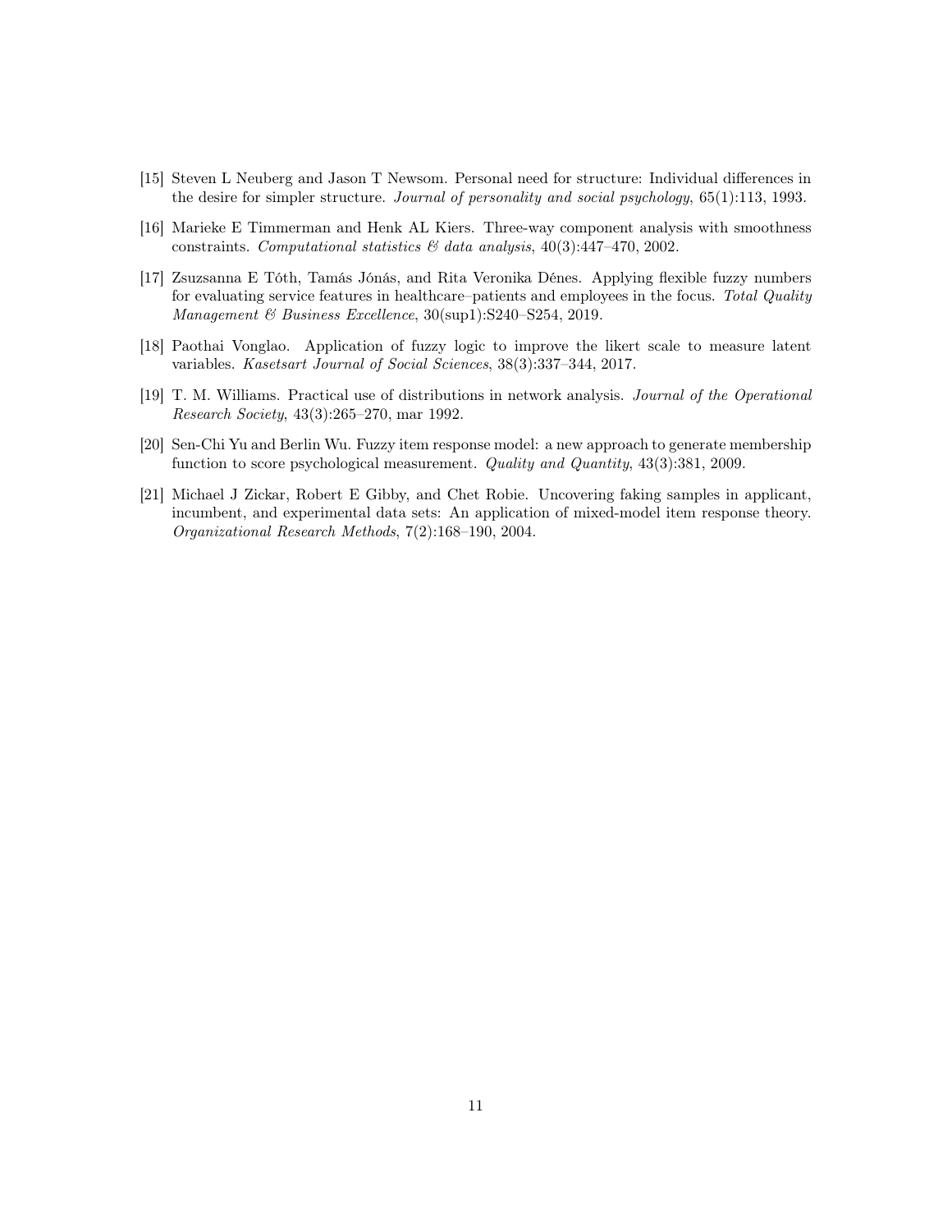[15] Steven L Neuberg and Jason T Newsom. Personal need for structure: Individual differences in the desire for simpler structure. *Journal of personality and social psychology*, 65(1):113, 1993.

[16] Marieke E Timmerman and Henk AL Kiers. Three-way component analysis with smoothness constraints. *Computational statistics & data analysis*, 40(3):447–470, 2002.

[17] Zsuzsanna E Tóth, Tamás Jónás, and Rita Veronika Dénes. Applying flexible fuzzy numbers for evaluating service features in healthcare–patients and employees in the focus. *Total Quality Management & Business Excellence*, 30(sup1):S240–S254, 2019.

[18] Paothai Vonglao. Application of fuzzy logic to improve the likert scale to measure latent variables. *Kasetsart Journal of Social Sciences*, 38(3):337–344, 2017.

[19] T. M. Williams. Practical use of distributions in network analysis. *Journal of the Operational Research Society*, 43(3):265–270, mar 1992.

[20] Sen-Chi Yu and Berlin Wu. Fuzzy item response model: a new approach to generate membership function to score psychological measurement. *Quality and Quantity*, 43(3):381, 2009.

[21] Michael J Zickar, Robert E Gibby, and Chet Robie. Uncovering faking samples in applicant, incumbent, and experimental data sets: An application of mixed-model item response theory. *Organizational Research Methods*, 7(2):168–190, 2004.